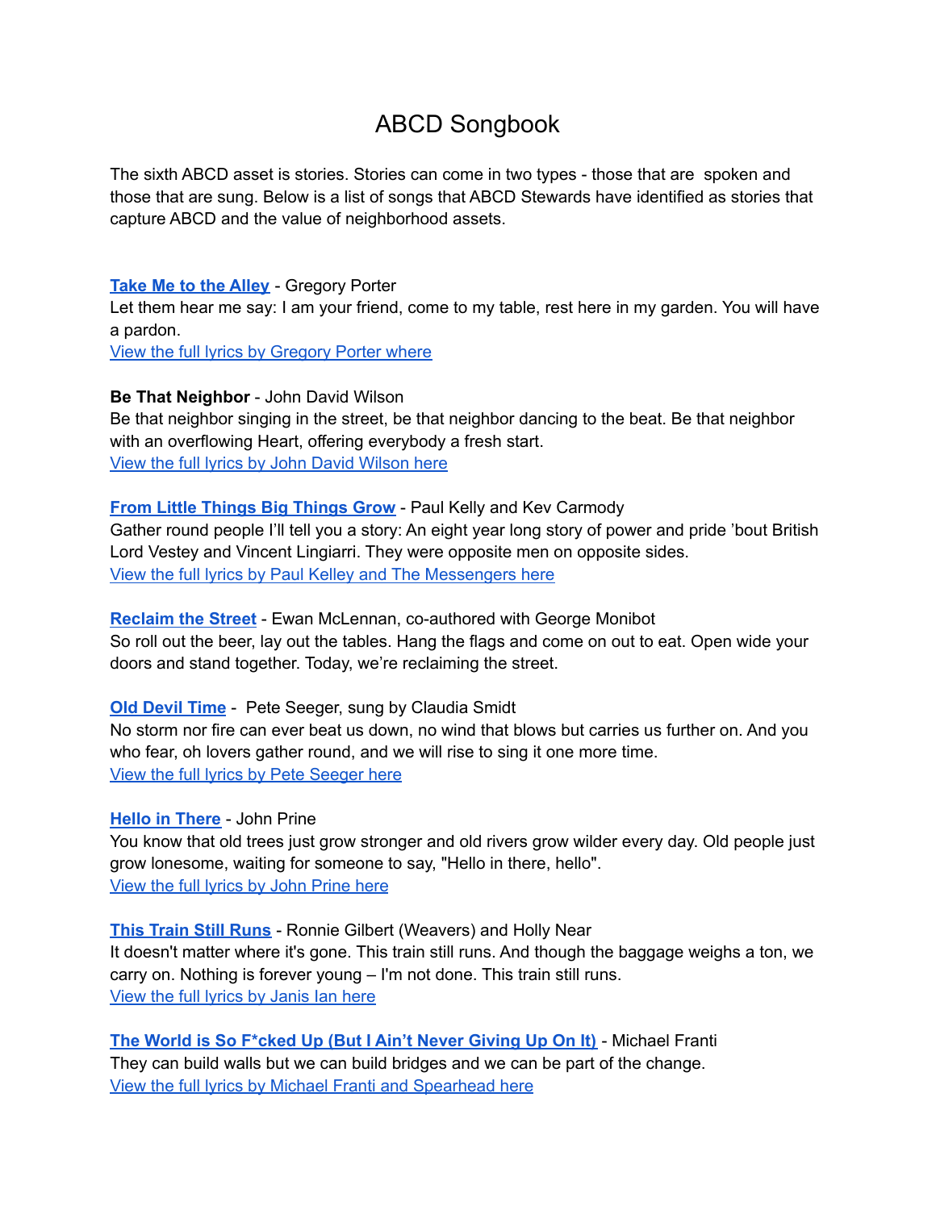# ABCD Songbook

The sixth ABCD asset is stories. Stories can come in two types - those that are spoken and those that are sung. Below is a list of songs that ABCD Stewards have identified as stories that capture ABCD and the value of neighborhood assets.

**Take Me to the Alley** - Gregory Porter
Let them hear me say: I am your friend, come to my table, rest here in my garden. You will have a pardon.
View the full lyrics by Gregory Porter where

**Be That Neighbor** - John David Wilson
Be that neighbor singing in the street, be that neighbor dancing to the beat. Be that neighbor with an overflowing Heart, offering everybody a fresh start.
View the full lyrics by John David Wilson here

**From Little Things Big Things Grow** - Paul Kelly and Kev Carmody
Gather round people I'll tell you a story: An eight year long story of power and pride 'bout British Lord Vestey and Vincent Lingiarri. They were opposite men on opposite sides.
View the full lyrics by Paul Kelley and The Messengers here

**Reclaim the Street** - Ewan McLennan, co-authored with George Monibot
So roll out the beer, lay out the tables. Hang the flags and come on out to eat. Open wide your doors and stand together. Today, we're reclaiming the street.

**Old Devil Time** - Pete Seeger, sung by Claudia Smidt
No storm nor fire can ever beat us down, no wind that blows but carries us further on. And you who fear, oh lovers gather round, and we will rise to sing it one more time.
View the full lyrics by Pete Seeger here

**Hello in There** - John Prine
You know that old trees just grow stronger and old rivers grow wilder every day. Old people just grow lonesome, waiting for someone to say, "Hello in there, hello".
View the full lyrics by John Prine here

**This Train Still Runs** - Ronnie Gilbert (Weavers) and Holly Near
It doesn't matter where it's gone. This train still runs. And though the baggage weighs a ton, we carry on. Nothing is forever young – I'm not done. This train still runs.
View the full lyrics by Janis Ian here

**The World is So F*cked Up (But I Ain't Never Giving Up On It)** - Michael Franti
They can build walls but we can build bridges and we can be part of the change.
View the full lyrics by Michael Franti and Spearhead here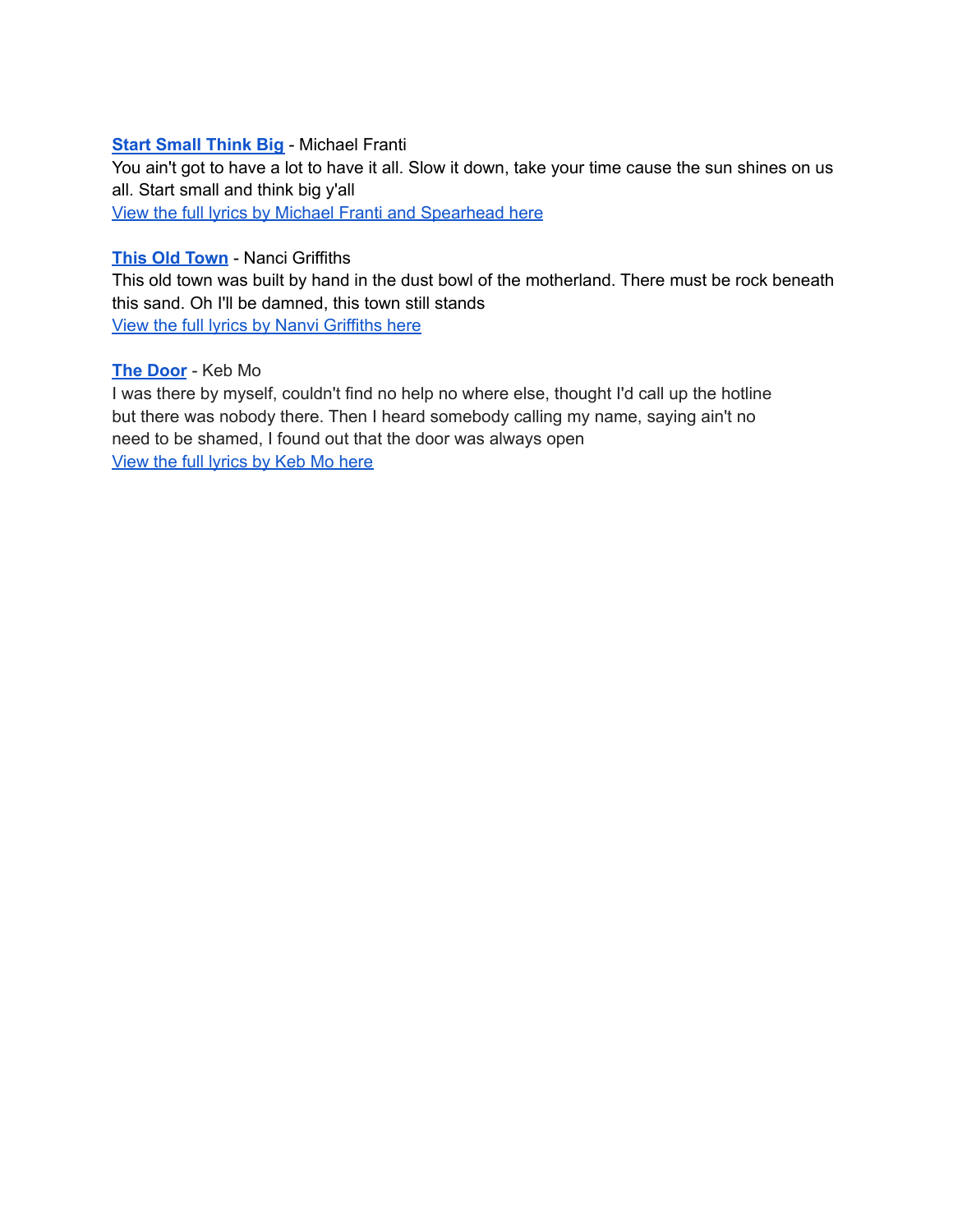**Start Small Think Big** - Michael Franti
You ain't got to have a lot to have it all. Slow it down, take your time cause the sun shines on us all. Start small and think big y'all
View the full lyrics by Michael Franti and Spearhead here

**This Old Town** - Nanci Griffiths
This old town was built by hand in the dust bowl of the motherland. There must be rock beneath this sand. Oh I'll be damned, this town still stands
View the full lyrics by Nanvi Griffiths here

**The Door** - Keb Mo
I was there by myself, couldn't find no help no where else, thought I'd call up the hotline but there was nobody there. Then I heard somebody calling my name, saying ain't no need to be shamed, I found out that the door was always open
View the full lyrics by Keb Mo here